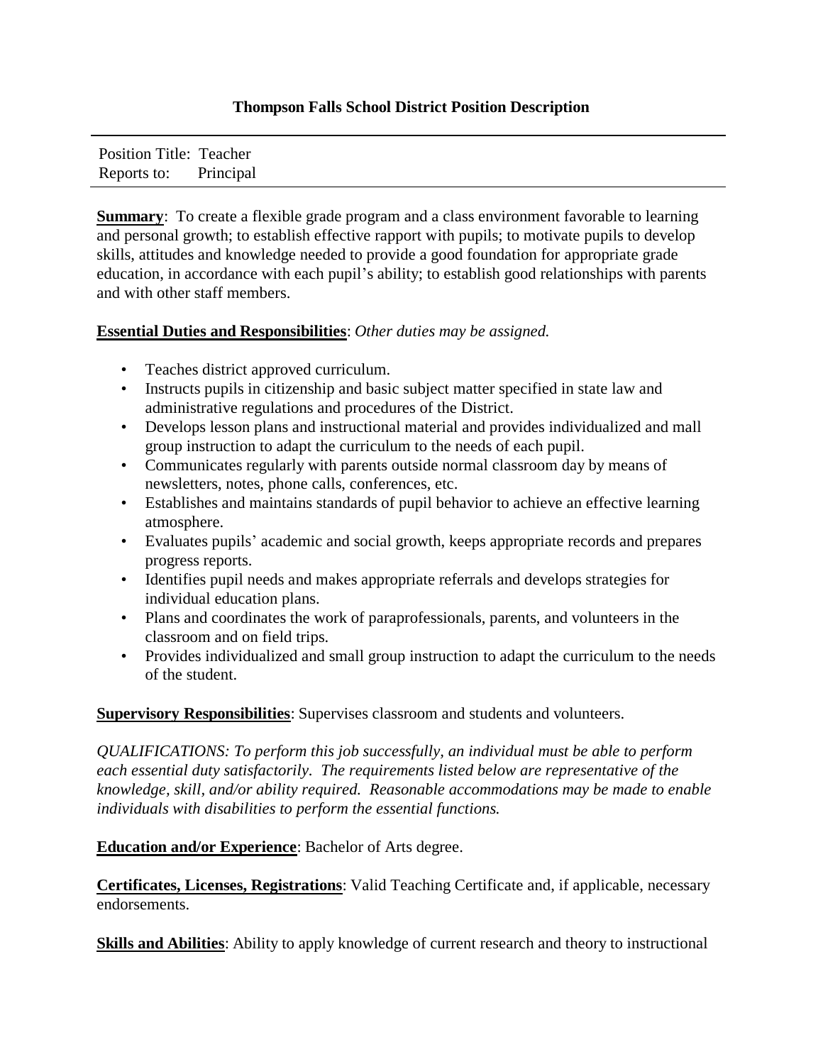# Thompson Falls School District Position Description

Position Title: Teacher
Reports to: Principal

**Summary**: To create a flexible grade program and a class environment favorable to learning and personal growth; to establish effective rapport with pupils; to motivate pupils to develop skills, attitudes and knowledge needed to provide a good foundation for appropriate grade education, in accordance with each pupil's ability; to establish good relationships with parents and with other staff members.

**Essential Duties and Responsibilities**: *Other duties may be assigned.*

- Teaches district approved curriculum.
- Instructs pupils in citizenship and basic subject matter specified in state law and administrative regulations and procedures of the District.
- Develops lesson plans and instructional material and provides individualized and mall group instruction to adapt the curriculum to the needs of each pupil.
- Communicates regularly with parents outside normal classroom day by means of newsletters, notes, phone calls, conferences, etc.
- Establishes and maintains standards of pupil behavior to achieve an effective learning atmosphere.
- Evaluates pupils' academic and social growth, keeps appropriate records and prepares progress reports.
- Identifies pupil needs and makes appropriate referrals and develops strategies for individual education plans.
- Plans and coordinates the work of paraprofessionals, parents, and volunteers in the classroom and on field trips.
- Provides individualized and small group instruction to adapt the curriculum to the needs of the student.

**Supervisory Responsibilities**: Supervises classroom and students and volunteers.

*QUALIFICATIONS: To perform this job successfully, an individual must be able to perform each essential duty satisfactorily. The requirements listed below are representative of the knowledge, skill, and/or ability required. Reasonable accommodations may be made to enable individuals with disabilities to perform the essential functions.*

**Education and/or Experience**: Bachelor of Arts degree.

**Certificates, Licenses, Registrations**: Valid Teaching Certificate and, if applicable, necessary endorsements.

**Skills and Abilities**: Ability to apply knowledge of current research and theory to instructional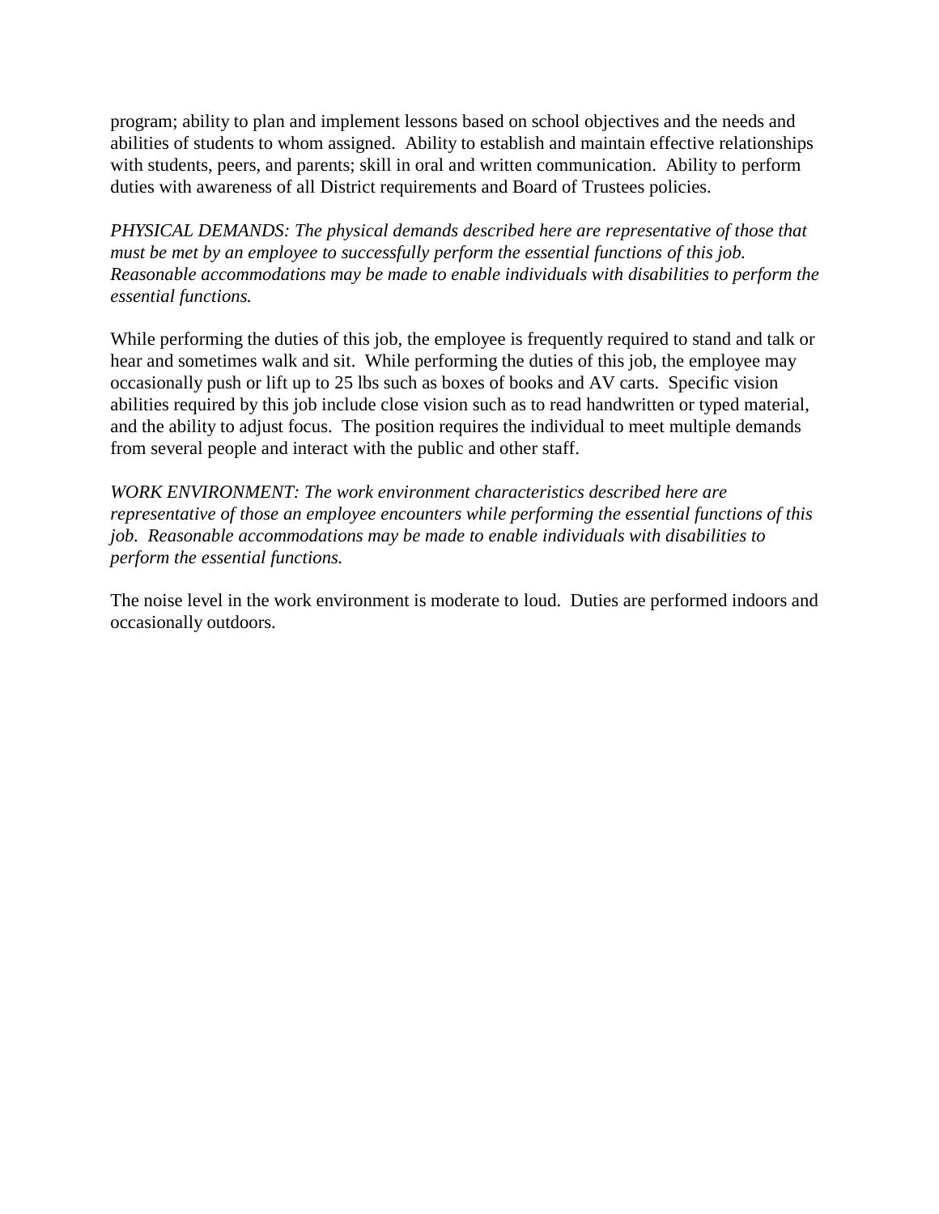program; ability to plan and implement lessons based on school objectives and the needs and abilities of students to whom assigned. Ability to establish and maintain effective relationships with students, peers, and parents; skill in oral and written communication. Ability to perform duties with awareness of all District requirements and Board of Trustees policies.

*PHYSICAL DEMANDS: The physical demands described here are representative of those that must be met by an employee to successfully perform the essential functions of this job. Reasonable accommodations may be made to enable individuals with disabilities to perform the essential functions.*

While performing the duties of this job, the employee is frequently required to stand and talk or hear and sometimes walk and sit. While performing the duties of this job, the employee may occasionally push or lift up to 25 lbs such as boxes of books and AV carts. Specific vision abilities required by this job include close vision such as to read handwritten or typed material, and the ability to adjust focus. The position requires the individual to meet multiple demands from several people and interact with the public and other staff.

*WORK ENVIRONMENT: The work environment characteristics described here are representative of those an employee encounters while performing the essential functions of this job. Reasonable accommodations may be made to enable individuals with disabilities to perform the essential functions.*

The noise level in the work environment is moderate to loud. Duties are performed indoors and occasionally outdoors.